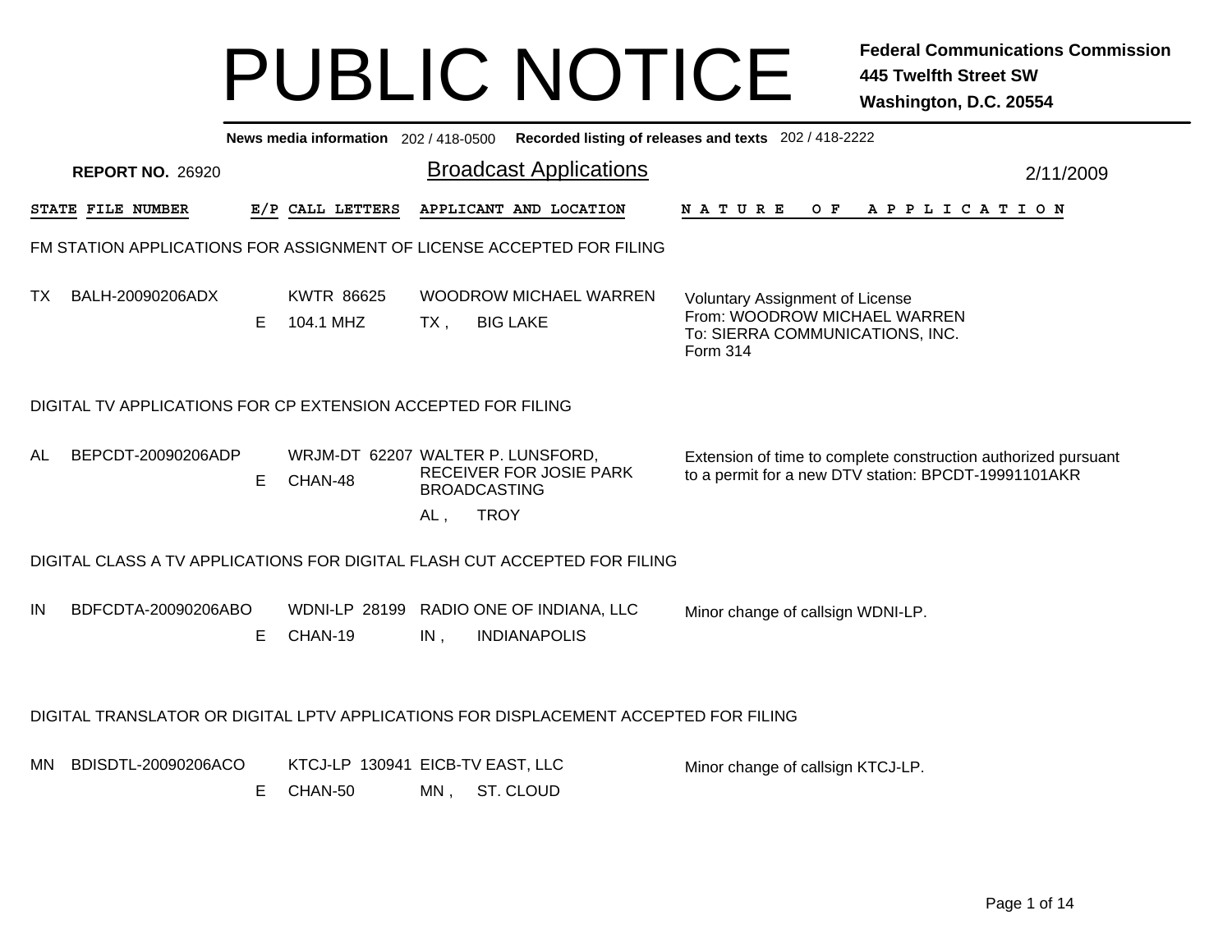# PUBLIC NOTICE

**Federal Communications Commission**
**445 Twelfth Street SW**
**Washington, D.C. 20554**

**News media information** 202 / 418-0500 **Recorded listing of releases and texts** 202 / 418-2222

**REPORT NO.** 26920

## Broadcast Applications

2/11/2009

| STATE | FILE NUMBER | E/P | CALL LETTERS | APPLICANT AND LOCATION | NATURE OF APPLICATION |
|---|---|---|---|---|---|

### FM STATION APPLICATIONS FOR ASSIGNMENT OF LICENSE ACCEPTED FOR FILING

| STATE | FILE NUMBER | E/P | CALL LETTERS | APPLICANT AND LOCATION | NATURE OF APPLICATION |
|---|---|---|---|---|---|
| TX | BALH-20090206ADX | E | KWTR 86625<br>104.1 MHZ | WOODROW MICHAEL WARREN<br>TX , BIG LAKE | Voluntary Assignment of License<br>From: WOODROW MICHAEL WARREN<br>To: SIERRA COMMUNICATIONS, INC.<br>Form 314 |

### DIGITAL TV APPLICATIONS FOR CP EXTENSION ACCEPTED FOR FILING

| STATE | FILE NUMBER | E/P | CALL LETTERS | APPLICANT AND LOCATION | NATURE OF APPLICATION |
|---|---|---|---|---|---|
| AL | BEPCDT-20090206ADP | E | WRJM-DT 62207<br>CHAN-48 | WALTER P. LUNSFORD, RECEIVER FOR JOSIE PARK BROADCASTING<br>AL , TROY | Extension of time to complete construction authorized pursuant to a permit for a new DTV station: BPCDT-19991101AKR |

### DIGITAL CLASS A TV APPLICATIONS FOR DIGITAL FLASH CUT ACCEPTED FOR FILING

| STATE | FILE NUMBER | E/P | CALL LETTERS | APPLICANT AND LOCATION | NATURE OF APPLICATION |
|---|---|---|---|---|---|
| IN | BDFCDTA-20090206ABO | E | WDNI-LP 28199<br>CHAN-19 | RADIO ONE OF INDIANA, LLC<br>IN , INDIANAPOLIS | Minor change of callsign WDNI-LP. |

### DIGITAL TRANSLATOR OR DIGITAL LPTV APPLICATIONS FOR DISPLACEMENT ACCEPTED FOR FILING

| STATE | FILE NUMBER | E/P | CALL LETTERS | APPLICANT AND LOCATION | NATURE OF APPLICATION |
|---|---|---|---|---|---|
| MN | BDISDTL-20090206ACO | E | KTCJ-LP 130941<br>CHAN-50 | EICB-TV EAST, LLC<br>MN , ST. CLOUD | Minor change of callsign KTCJ-LP. |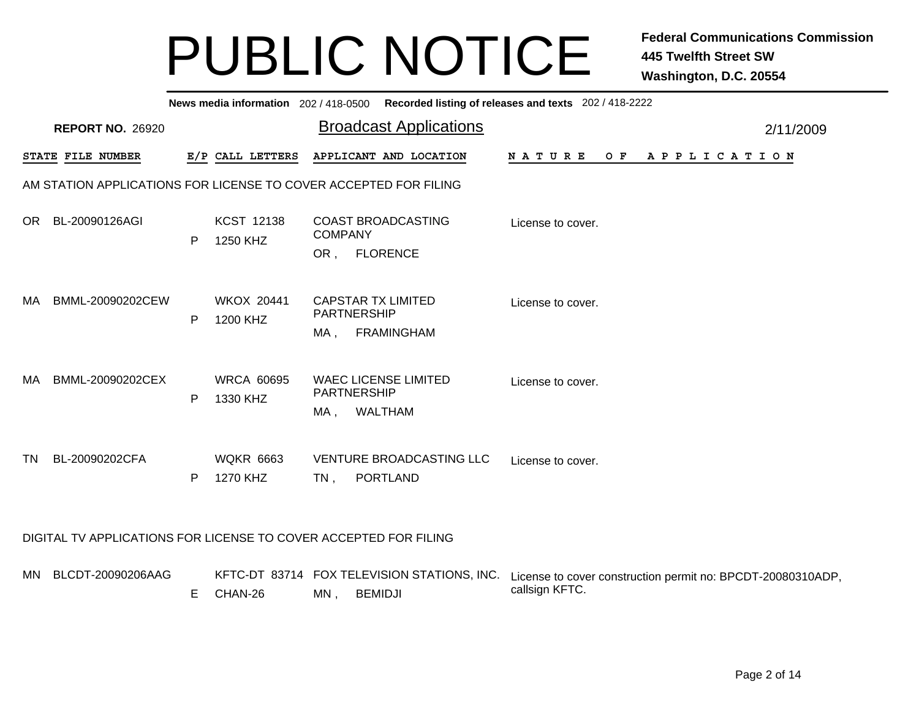# PUBLIC NOTICE

**Federal Communications Commission**
**445 Twelfth Street SW**
**Washington, D.C. 20554**

**News media information** 202 / 418-0500 **Recorded listing of releases and texts** 202 / 418-2222

**REPORT NO.** 26920

## Broadcast Applications

2/11/2009

### AM STATION APPLICATIONS FOR LICENSE TO COVER ACCEPTED FOR FILING

| STATE | FILE NUMBER | E/P | CALL LETTERS | APPLICANT AND LOCATION | NATURE OF APPLICATION |
|---|---|---|---|---|---|
| OR | BL-20090126AGI | P | KCST 12138<br>1250 KHZ | COAST BROADCASTING COMPANY<br>OR , FLORENCE | License to cover. |
| MA | BMML-20090202CEW | P | WKOX 20441<br>1200 KHZ | CAPSTAR TX LIMITED PARTNERSHIP<br>MA , FRAMINGHAM | License to cover. |
| MA | BMML-20090202CEX | P | WRCA 60695<br>1330 KHZ | WAEC LICENSE LIMITED PARTNERSHIP<br>MA , WALTHAM | License to cover. |
| TN | BL-20090202CFA | P | WQKR 6663<br>1270 KHZ | VENTURE BROADCASTING LLC<br>TN , PORTLAND | License to cover. |

### DIGITAL TV APPLICATIONS FOR LICENSE TO COVER ACCEPTED FOR FILING

| STATE | FILE NUMBER | E/P | CALL LETTERS | APPLICANT AND LOCATION | NATURE OF APPLICATION |
|---|---|---|---|---|---|
| MN | BLCDT-20090206AAG | E | KFTC-DT 83714<br>CHAN-26 | FOX TELEVISION STATIONS, INC.<br>MN , BEMIDJI | License to cover construction permit no: BPCDT-20080310ADP, callsign KFTC. |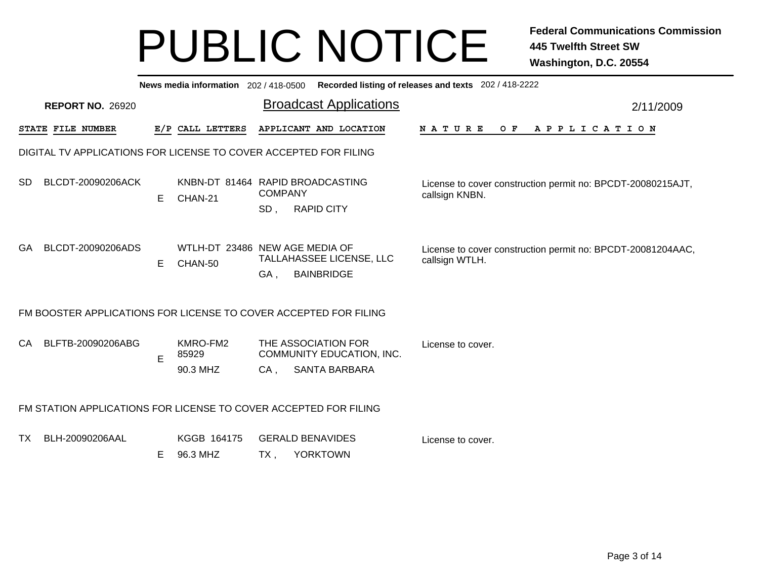# PUBLIC NOTICE

**Federal Communications Commission**
**445 Twelfth Street SW**
**Washington, D.C. 20554**

**News media information** 202 / 418-0500 **Recorded listing of releases and texts** 202 / 418-2222

**REPORT NO.** 26920

## Broadcast Applications

2/11/2009

| STATE | FILE NUMBER | E/P | CALL LETTERS | APPLICANT AND LOCATION | NATURE OF APPLICATION |
|---|---|---|---|---|---|
| **DIGITAL TV APPLICATIONS FOR LICENSE TO COVER ACCEPTED FOR FILING** | | | | | |
| SD | BLCDT-20090206ACK | E | KNBN-DT 81464 CHAN-21 | RAPID BROADCASTING COMPANY SD , RAPID CITY | License to cover construction permit no: BPCDT-20080215AJT, callsign KNBN. |
| GA | BLCDT-20090206ADS | E | WTLH-DT 23486 CHAN-50 | NEW AGE MEDIA OF TALLAHASSEE LICENSE, LLC GA , BAINBRIDGE | License to cover construction permit no: BPCDT-20081204AAC, callsign WTLH. |
| **FM BOOSTER APPLICATIONS FOR LICENSE TO COVER ACCEPTED FOR FILING** | | | | | |
| CA | BLFTB-20090206ABG | E | KMRO-FM2 85929 90.3 MHZ | THE ASSOCIATION FOR COMMUNITY EDUCATION, INC. CA , SANTA BARBARA | License to cover. |
| **FM STATION APPLICATIONS FOR LICENSE TO COVER ACCEPTED FOR FILING** | | | | | |
| TX | BLH-20090206AAL | E | KGGB 164175 96.3 MHZ | GERALD BENAVIDES TX , YORKTOWN | License to cover. |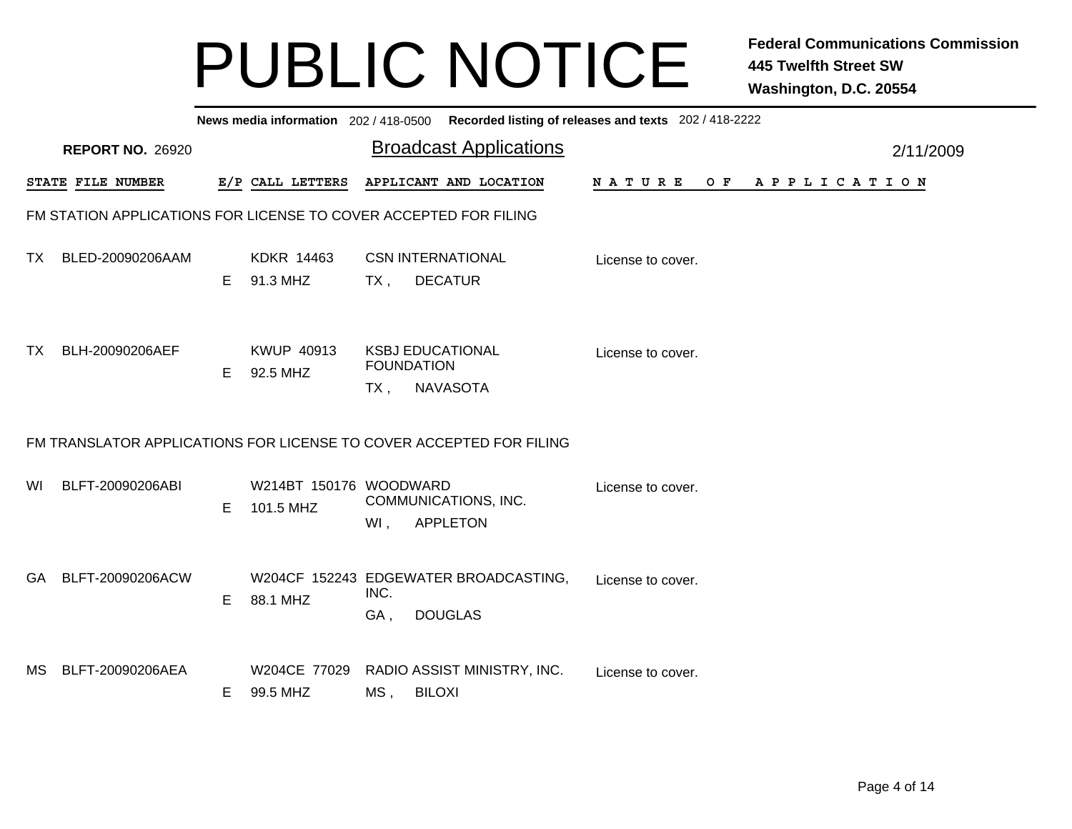# PUBLIC NOTICE

**Federal Communications Commission**
**445 Twelfth Street SW**
**Washington, D.C. 20554**

**News media information** 202 / 418-0500 **Recorded listing of releases and texts** 202 / 418-2222

**REPORT NO.** 26920

## Broadcast Applications

2/11/2009

### FM STATION APPLICATIONS FOR LICENSE TO COVER ACCEPTED FOR FILING

| STATE | FILE NUMBER | E/P | CALL LETTERS | APPLICANT AND LOCATION | NATURE OF APPLICATION |
|---|---|---|---|---|---|
| TX | BLED-20090206AAM | E | KDKR 14463<br>91.3 MHZ | CSN INTERNATIONAL<br>TX , DECATUR | License to cover. |
| TX | BLH-20090206AEF | E | KWUP 40913<br>92.5 MHZ | KSBJ EDUCATIONAL FOUNDATION<br>TX , NAVASOTA | License to cover. |

### FM TRANSLATOR APPLICATIONS FOR LICENSE TO COVER ACCEPTED FOR FILING

| STATE | FILE NUMBER | E/P | CALL LETTERS | APPLICANT AND LOCATION | NATURE OF APPLICATION |
|---|---|---|---|---|---|
| WI | BLFT-20090206ABI | E | W214BT 150176<br>101.5 MHZ | WOODWARD COMMUNICATIONS, INC.<br>WI , APPLETON | License to cover. |
| GA | BLFT-20090206ACW | E | W204CF 152243<br>88.1 MHZ | EDGEWATER BROADCASTING, INC.<br>GA , DOUGLAS | License to cover. |
| MS | BLFT-20090206AEA | E | W204CE 77029<br>99.5 MHZ | RADIO ASSIST MINISTRY, INC.<br>MS , BILOXI | License to cover. |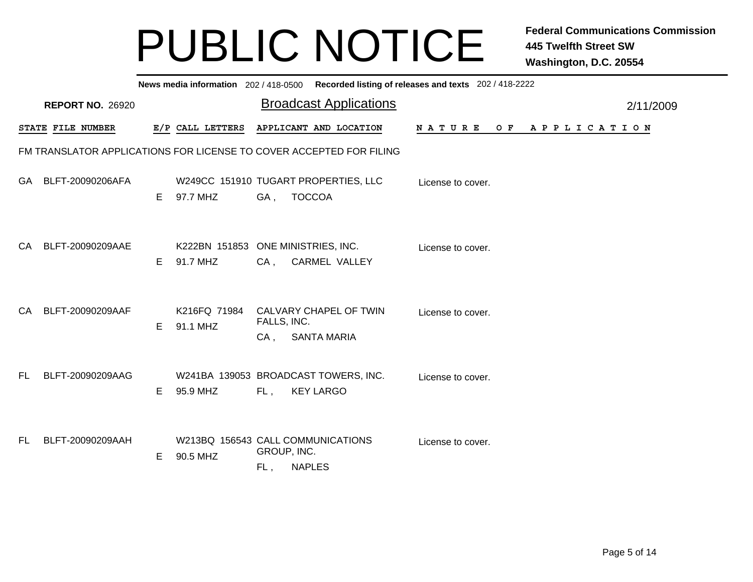# PUBLIC NOTICE

**Federal Communications Commission**
**445 Twelfth Street SW**
**Washington, D.C. 20554**

**News media information** 202 / 418-0500 **Recorded listing of releases and texts** 202 / 418-2222

**REPORT NO.** 26920

## Broadcast Applications

2/11/2009

| STATE | FILE NUMBER | E/P | CALL LETTERS | APPLICANT AND LOCATION | NATURE OF APPLICATION |
|---|---|---|---|---|---|
| | | | | **FM TRANSLATOR APPLICATIONS FOR LICENSE TO COVER ACCEPTED FOR FILING** | |
| GA | BLFT-20090206AFA | E | W249CC 151910<br>97.7 MHZ | TUGART PROPERTIES, LLC<br>GA , TOCCOA | License to cover. |
| CA | BLFT-20090209AAE | E | K222BN 151853<br>91.7 MHZ | ONE MINISTRIES, INC.<br>CA , CARMEL VALLEY | License to cover. |
| CA | BLFT-20090209AAF | E | K216FQ 71984<br>91.1 MHZ | CALVARY CHAPEL OF TWIN FALLS, INC.<br>CA , SANTA MARIA | License to cover. |
| FL | BLFT-20090209AAG | E | W241BA 139053<br>95.9 MHZ | BROADCAST TOWERS, INC.<br>FL , KEY LARGO | License to cover. |
| FL | BLFT-20090209AAH | E | W213BQ 156543<br>90.5 MHZ | CALL COMMUNICATIONS GROUP, INC.<br>FL , NAPLES | License to cover. |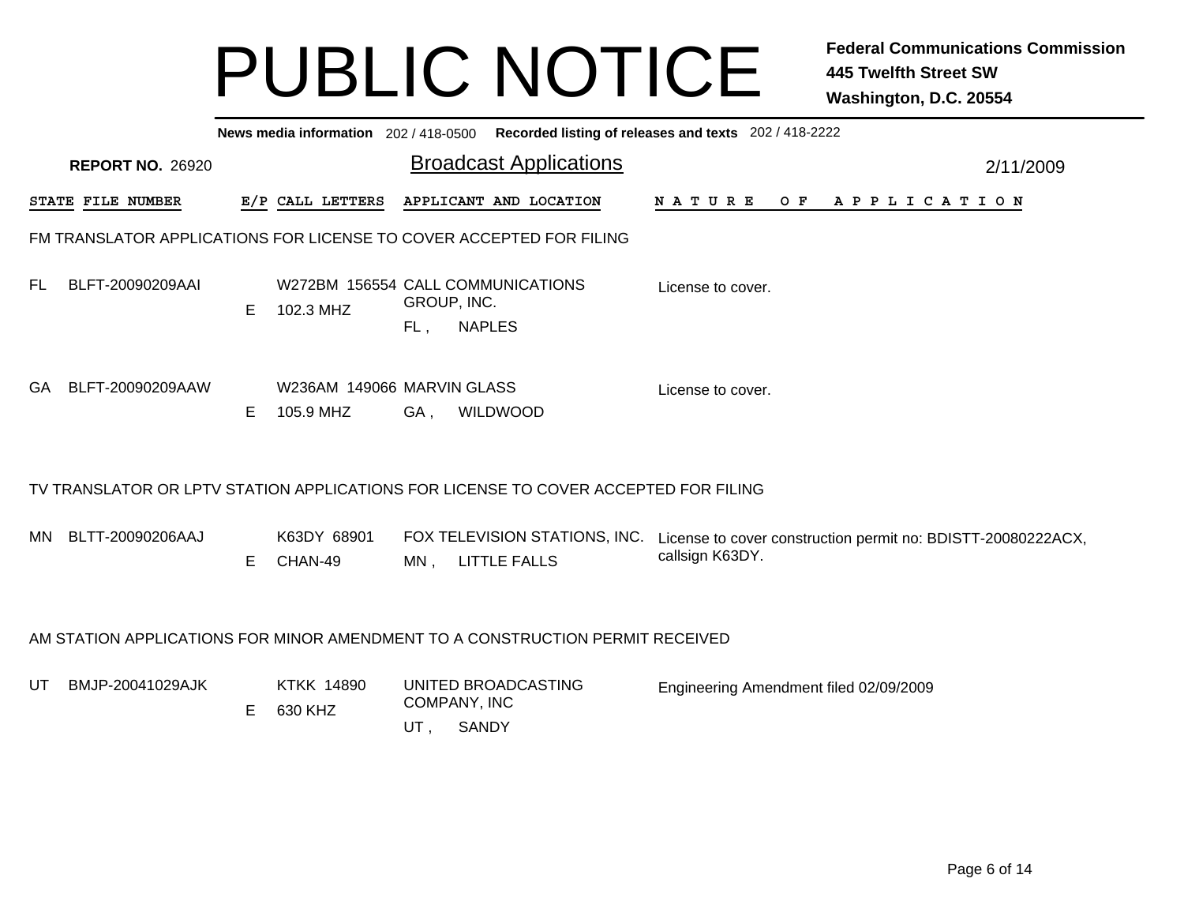# PUBLIC NOTICE

**Federal Communications Commission**
**445 Twelfth Street SW**
**Washington, D.C. 20554**

**News media information** 202 / 418-0500 **Recorded listing of releases and texts** 202 / 418-2222

**REPORT NO.** 26920

## Broadcast Applications

2/11/2009

### FM TRANSLATOR APPLICATIONS FOR LICENSE TO COVER ACCEPTED FOR FILING

| STATE | FILE NUMBER | E/P | CALL LETTERS | APPLICANT AND LOCATION | NATURE OF APPLICATION |
|---|---|---|---|---|---|
| FL | BLFT-20090209AAI | E | W272BM 156554<br>102.3 MHZ | CALL COMMUNICATIONS GROUP, INC.<br>FL , NAPLES | License to cover. |
| GA | BLFT-20090209AAW | E | W236AM 149066<br>105.9 MHZ | MARVIN GLASS<br>GA , WILDWOOD | License to cover. |

### TV TRANSLATOR OR LPTV STATION APPLICATIONS FOR LICENSE TO COVER ACCEPTED FOR FILING

| STATE | FILE NUMBER | E/P | CALL LETTERS | APPLICANT AND LOCATION | NATURE OF APPLICATION |
|---|---|---|---|---|---|
| MN | BLTT-20090206AAJ | E | K63DY 68901<br>CHAN-49 | FOX TELEVISION STATIONS, INC.<br>MN , LITTLE FALLS | License to cover construction permit no: BDISTT-20080222ACX, callsign K63DY. |

### AM STATION APPLICATIONS FOR MINOR AMENDMENT TO A CONSTRUCTION PERMIT RECEIVED

| STATE | FILE NUMBER | E/P | CALL LETTERS | APPLICANT AND LOCATION | NATURE OF APPLICATION |
|---|---|---|---|---|---|
| UT | BMJP-20041029AJK | E | KTKK 14890<br>630 KHZ | UNITED BROADCASTING COMPANY, INC<br>UT , SANDY | Engineering Amendment filed 02/09/2009 |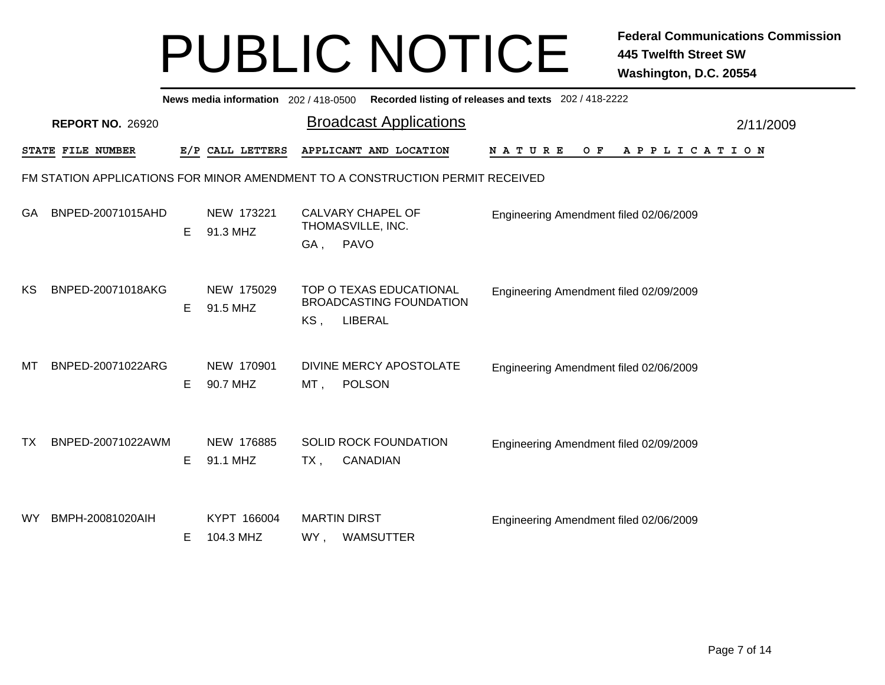# PUBLIC NOTICE

**Federal Communications Commission**
**445 Twelfth Street SW**
**Washington, D.C. 20554**

**News media information** 202 / 418-0500 **Recorded listing of releases and texts** 202 / 418-2222

**REPORT NO.** 26920

## Broadcast Applications

2/11/2009

FM STATION APPLICATIONS FOR MINOR AMENDMENT TO A CONSTRUCTION PERMIT RECEIVED

| STATE | FILE NUMBER | E/P | CALL LETTERS | APPLICANT AND LOCATION | NATURE OF APPLICATION |
|---|---|---|---|---|---|
| GA | BNPED-20071015AHD | E | NEW 173221<br>91.3 MHZ | CALVARY CHAPEL OF THOMASVILLE, INC.<br>GA , PAVO | Engineering Amendment filed 02/06/2009 |
| KS | BNPED-20071018AKG | E | NEW 175029<br>91.5 MHZ | TOP O TEXAS EDUCATIONAL BROADCASTING FOUNDATION<br>KS , LIBERAL | Engineering Amendment filed 02/09/2009 |
| MT | BNPED-20071022ARG | E | NEW 170901<br>90.7 MHZ | DIVINE MERCY APOSTOLATE<br>MT , POLSON | Engineering Amendment filed 02/06/2009 |
| TX | BNPED-20071022AWM | E | NEW 176885<br>91.1 MHZ | SOLID ROCK FOUNDATION<br>TX , CANADIAN | Engineering Amendment filed 02/09/2009 |
| WY | BMPH-20081020AIH | E | KYPT 166004<br>104.3 MHZ | MARTIN DIRST<br>WY , WAMSUTTER | Engineering Amendment filed 02/06/2009 |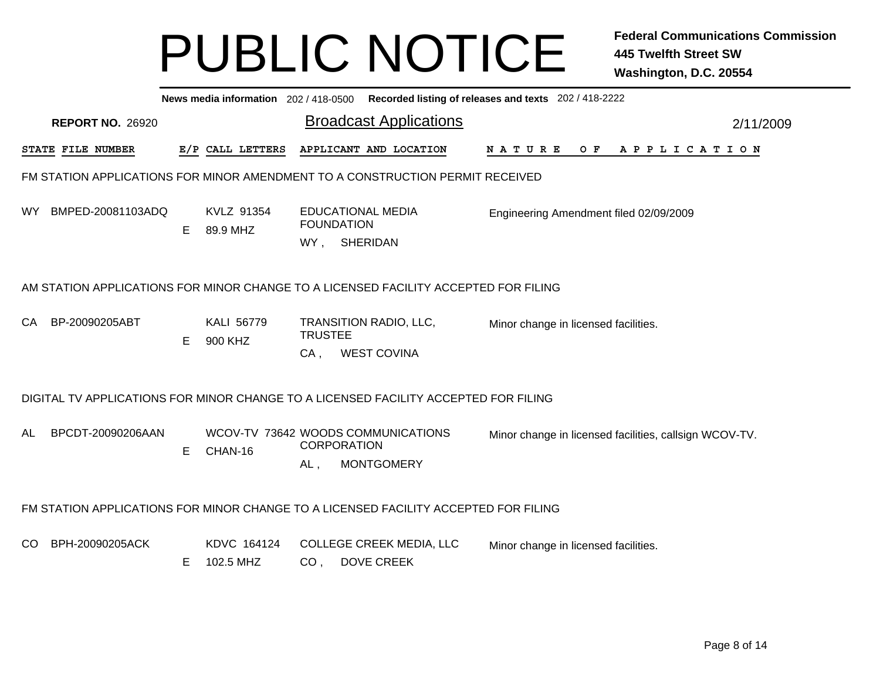# PUBLIC NOTICE

**Federal Communications Commission**
**445 Twelfth Street SW**
**Washington, D.C. 20554**

**News media information** 202 / 418-0500 **Recorded listing of releases and texts** 202 / 418-2222

**REPORT NO.** 26920

## Broadcast Applications

2/11/2009

| STATE | FILE NUMBER | E/P | CALL LETTERS | APPLICANT AND LOCATION | NATURE OF APPLICATION |
|---|---|---|---|---|---|

### FM STATION APPLICATIONS FOR MINOR AMENDMENT TO A CONSTRUCTION PERMIT RECEIVED

| STATE | FILE NUMBER | E/P | CALL LETTERS | APPLICANT AND LOCATION | NATURE OF APPLICATION |
|---|---|---|---|---|---|
| WY | BMPED-20081103ADQ | E | KVLZ 91354<br>89.9 MHZ | EDUCATIONAL MEDIA FOUNDATION<br>WY , SHERIDAN | Engineering Amendment filed 02/09/2009 |

### AM STATION APPLICATIONS FOR MINOR CHANGE TO A LICENSED FACILITY ACCEPTED FOR FILING

| STATE | FILE NUMBER | E/P | CALL LETTERS | APPLICANT AND LOCATION | NATURE OF APPLICATION |
|---|---|---|---|---|---|
| CA | BP-20090205ABT | E | KALI 56779<br>900 KHZ | TRANSITION RADIO, LLC, TRUSTEE<br>CA , WEST COVINA | Minor change in licensed facilities. |

### DIGITAL TV APPLICATIONS FOR MINOR CHANGE TO A LICENSED FACILITY ACCEPTED FOR FILING

| STATE | FILE NUMBER | E/P | CALL LETTERS | APPLICANT AND LOCATION | NATURE OF APPLICATION |
|---|---|---|---|---|---|
| AL | BPCDT-20090206AAN | E | WCOV-TV 73642<br>CHAN-16 | WOODS COMMUNICATIONS CORPORATION<br>AL , MONTGOMERY | Minor change in licensed facilities, callsign WCOV-TV. |

### FM STATION APPLICATIONS FOR MINOR CHANGE TO A LICENSED FACILITY ACCEPTED FOR FILING

| STATE | FILE NUMBER | E/P | CALL LETTERS | APPLICANT AND LOCATION | NATURE OF APPLICATION |
|---|---|---|---|---|---|
| CO | BPH-20090205ACK | E | KDVC 164124<br>102.5 MHZ | COLLEGE CREEK MEDIA, LLC<br>CO , DOVE CREEK | Minor change in licensed facilities. |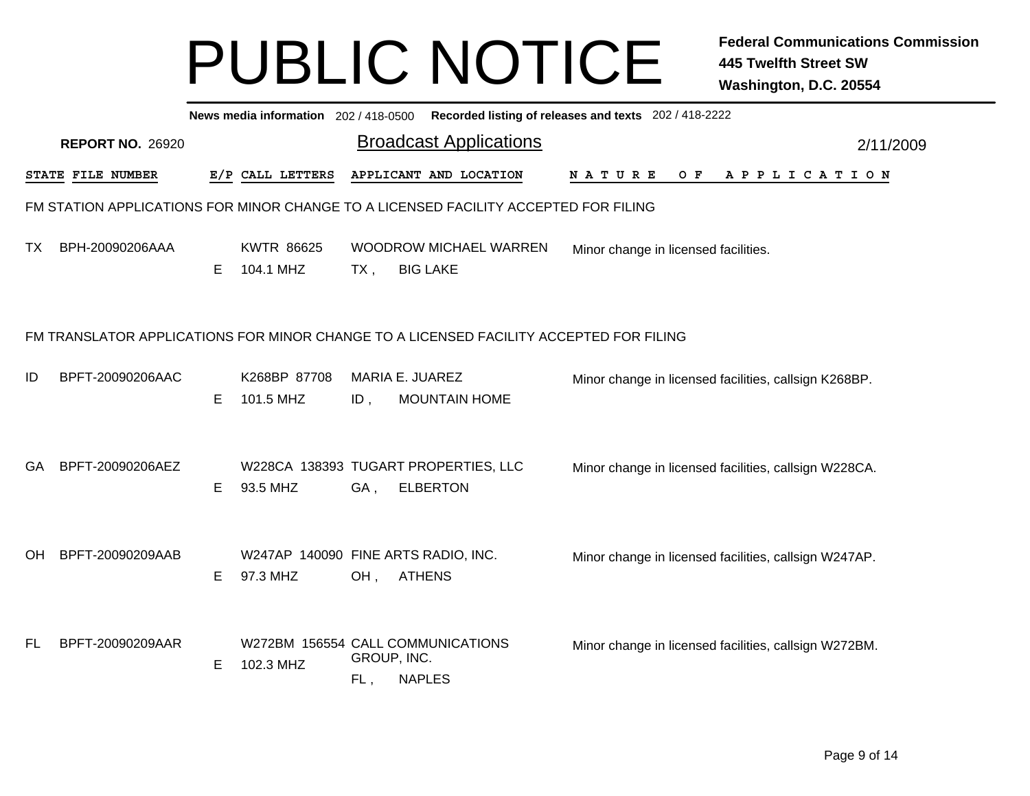# PUBLIC NOTICE

**Federal Communications Commission**
**445 Twelfth Street SW**
**Washington, D.C. 20554**

**News media information** 202 / 418-0500 **Recorded listing of releases and texts** 202 / 418-2222

**REPORT NO.** 26920

## Broadcast Applications

2/11/2009

### FM STATION APPLICATIONS FOR MINOR CHANGE TO A LICENSED FACILITY ACCEPTED FOR FILING

| STATE | FILE NUMBER | E/P | CALL LETTERS | APPLICANT AND LOCATION | NATURE OF APPLICATION |
|---|---|---|---|---|---|
| TX | BPH-20090206AAA | E | KWTR 86625<br>104.1 MHZ | WOODROW MICHAEL WARREN<br>TX , BIG LAKE | Minor change in licensed facilities. |

### FM TRANSLATOR APPLICATIONS FOR MINOR CHANGE TO A LICENSED FACILITY ACCEPTED FOR FILING

| STATE | FILE NUMBER | E/P | CALL LETTERS | APPLICANT AND LOCATION | NATURE OF APPLICATION |
|---|---|---|---|---|---|
| ID | BPFT-20090206AAC | E | K268BP 87708<br>101.5 MHZ | MARIA E. JUAREZ<br>ID , MOUNTAIN HOME | Minor change in licensed facilities, callsign K268BP. |
| GA | BPFT-20090206AEZ | E | W228CA 138393<br>93.5 MHZ | TUGART PROPERTIES, LLC<br>GA , ELBERTON | Minor change in licensed facilities, callsign W228CA. |
| OH | BPFT-20090209AAB | E | W247AP 140090<br>97.3 MHZ | FINE ARTS RADIO, INC.<br>OH , ATHENS | Minor change in licensed facilities, callsign W247AP. |
| FL | BPFT-20090209AAR | E | W272BM 156554<br>102.3 MHZ | CALL COMMUNICATIONS GROUP, INC.<br>FL , NAPLES | Minor change in licensed facilities, callsign W272BM. |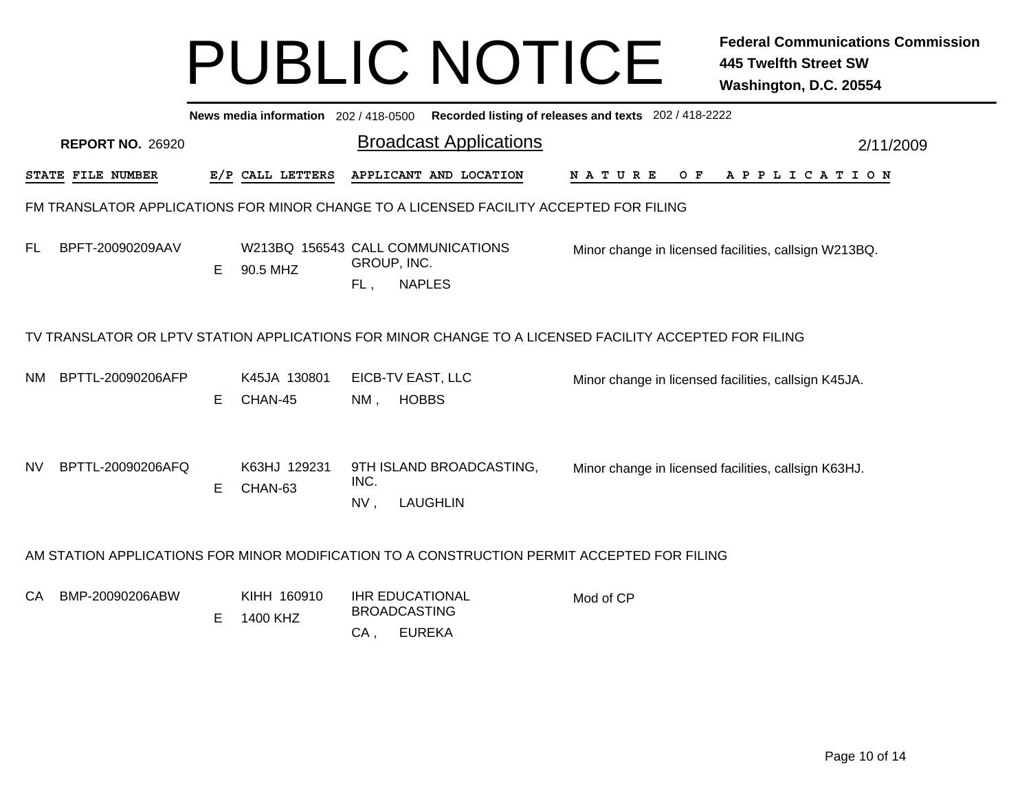# PUBLIC NOTICE

**Federal Communications Commission**
**445 Twelfth Street SW**
**Washington, D.C. 20554**

**News media information** 202 / 418-0500 **Recorded listing of releases and texts** 202 / 418-2222

**REPORT NO.** 26920

## Broadcast Applications

2/11/2009

| STATE | FILE NUMBER | E/P | CALL LETTERS | APPLICANT AND LOCATION | NATURE OF APPLICATION |
|---|---|---|---|---|---|
| **FM TRANSLATOR APPLICATIONS FOR MINOR CHANGE TO A LICENSED FACILITY ACCEPTED FOR FILING** | | | | | |
| FL | BPFT-20090209AAV | E | W213BQ 156543<br>90.5 MHZ | CALL COMMUNICATIONS GROUP, INC.<br>FL , NAPLES | Minor change in licensed facilities, callsign W213BQ. |
| **TV TRANSLATOR OR LPTV STATION APPLICATIONS FOR MINOR CHANGE TO A LICENSED FACILITY ACCEPTED FOR FILING** | | | | | |
| NM | BPTTL-20090206AFP | E | K45JA 130801<br>CHAN-45 | EICB-TV EAST, LLC<br>NM , HOBBS | Minor change in licensed facilities, callsign K45JA. |
| NV | BPTTL-20090206AFQ | E | K63HJ 129231<br>CHAN-63 | 9TH ISLAND BROADCASTING, INC.<br>NV , LAUGHLIN | Minor change in licensed facilities, callsign K63HJ. |
| **AM STATION APPLICATIONS FOR MINOR MODIFICATION TO A CONSTRUCTION PERMIT ACCEPTED FOR FILING** | | | | | |
| CA | BMP-20090206ABW | E | KIHH 160910<br>1400 KHZ | IHR EDUCATIONAL BROADCASTING<br>CA , EUREKA | Mod of CP |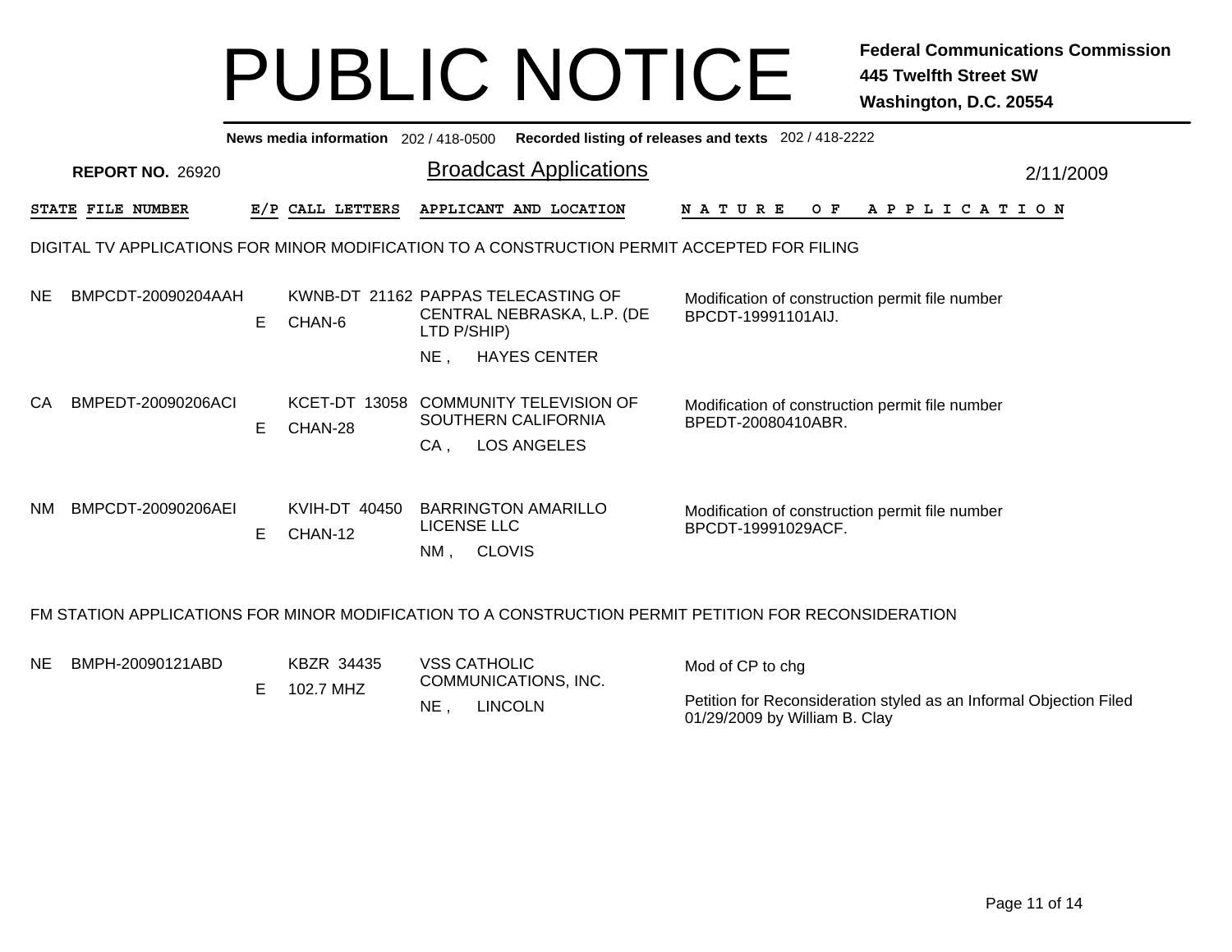# PUBLIC NOTICE

**Federal Communications Commission**
**445 Twelfth Street SW**
**Washington, D.C. 20554**

**News media information** 202 / 418-0500 **Recorded listing of releases and texts** 202 / 418-2222

**REPORT NO.** 26920

## Broadcast Applications

2/11/2009

### DIGITAL TV APPLICATIONS FOR MINOR MODIFICATION TO A CONSTRUCTION PERMIT ACCEPTED FOR FILING

| STATE | FILE NUMBER | E/P | CALL LETTERS | APPLICANT AND LOCATION | NATURE OF APPLICATION |
|---|---|---|---|---|---|
| NE | BMPCDT-20090204AAH | E | KWNB-DT 21162 CHAN-6 | PAPPAS TELECASTING OF CENTRAL NEBRASKA, L.P. (DE LTD P/SHIP) NE , HAYES CENTER | Modification of construction permit file number BPCDT-19991101AIJ. |
| CA | BMPEDT-20090206ACI | E | KCET-DT 13058 CHAN-28 | COMMUNITY TELEVISION OF SOUTHERN CALIFORNIA CA , LOS ANGELES | Modification of construction permit file number BPEDT-20080410ABR. |
| NM | BMPCDT-20090206AEI | E | KVIH-DT 40450 CHAN-12 | BARRINGTON AMARILLO LICENSE LLC NM , CLOVIS | Modification of construction permit file number BPCDT-19991029ACF. |

### FM STATION APPLICATIONS FOR MINOR MODIFICATION TO A CONSTRUCTION PERMIT PETITION FOR RECONSIDERATION

| STATE | FILE NUMBER | E/P | CALL LETTERS | APPLICANT AND LOCATION | NATURE OF APPLICATION |
|---|---|---|---|---|---|
| NE | BMPH-20090121ABD | E | KBZR 34435 102.7 MHZ | VSS CATHOLIC COMMUNICATIONS, INC. NE , LINCOLN | Mod of CP to chg<br>Petition for Reconsideration styled as an Informal Objection Filed 01/29/2009 by William B. Clay |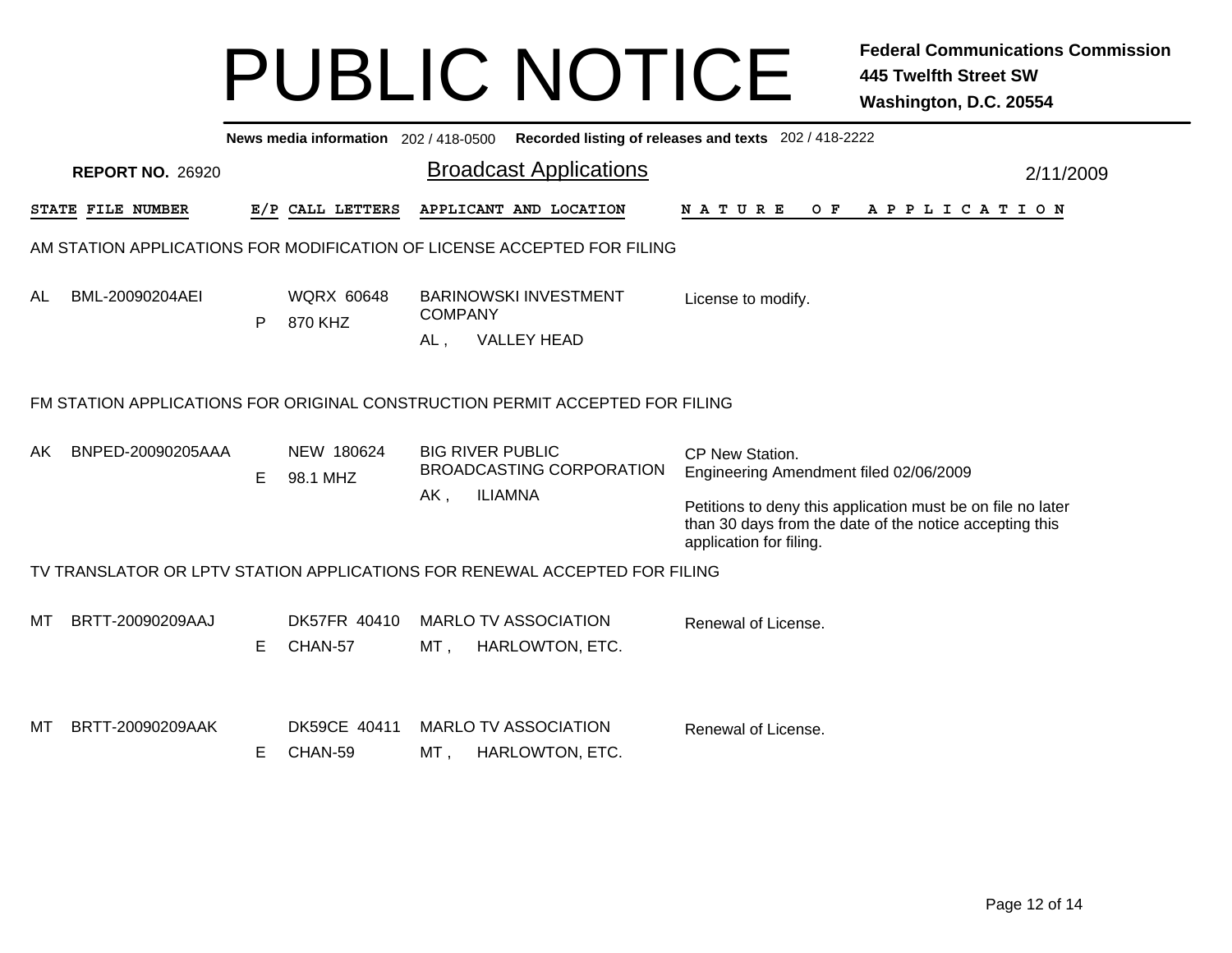# PUBLIC NOTICE

**Federal Communications Commission**
**445 Twelfth Street SW**
**Washington, D.C. 20554**

**News media information** 202 / 418-0500 **Recorded listing of releases and texts** 202 / 418-2222

**REPORT NO.** 26920

## Broadcast Applications

2/11/2009

| STATE | FILE NUMBER | E/P | CALL LETTERS | APPLICANT AND LOCATION | NATURE OF APPLICATION |
|---|---|---|---|---|---|

### AM STATION APPLICATIONS FOR MODIFICATION OF LICENSE ACCEPTED FOR FILING

| STATE | FILE NUMBER | E/P | CALL LETTERS | APPLICANT AND LOCATION | NATURE OF APPLICATION |
|---|---|---|---|---|---|
| AL | BML-20090204AEI | P | WQRX 60648 870 KHZ | BARINOWSKI INVESTMENT COMPANY AL , VALLEY HEAD | License to modify. |

### FM STATION APPLICATIONS FOR ORIGINAL CONSTRUCTION PERMIT ACCEPTED FOR FILING

| STATE | FILE NUMBER | E/P | CALL LETTERS | APPLICANT AND LOCATION | NATURE OF APPLICATION |
|---|---|---|---|---|---|
| AK | BNPED-20090205AAA | E | NEW 180624 98.1 MHZ | BIG RIVER PUBLIC BROADCASTING CORPORATION AK , ILIAMNA | CP New Station. Engineering Amendment filed 02/06/2009<br><br>Petitions to deny this application must be on file no later than 30 days from the date of the notice accepting this application for filing. |

### TV TRANSLATOR OR LPTV STATION APPLICATIONS FOR RENEWAL ACCEPTED FOR FILING

| STATE | FILE NUMBER | E/P | CALL LETTERS | APPLICANT AND LOCATION | NATURE OF APPLICATION |
|---|---|---|---|---|---|
| MT | BRTT-20090209AAJ | E | DK57FR 40410 CHAN-57 | MARLO TV ASSOCIATION MT , HARLOWTON, ETC. | Renewal of License. |
| MT | BRTT-20090209AAK | E | DK59CE 40411 CHAN-59 | MARLO TV ASSOCIATION MT , HARLOWTON, ETC. | Renewal of License. |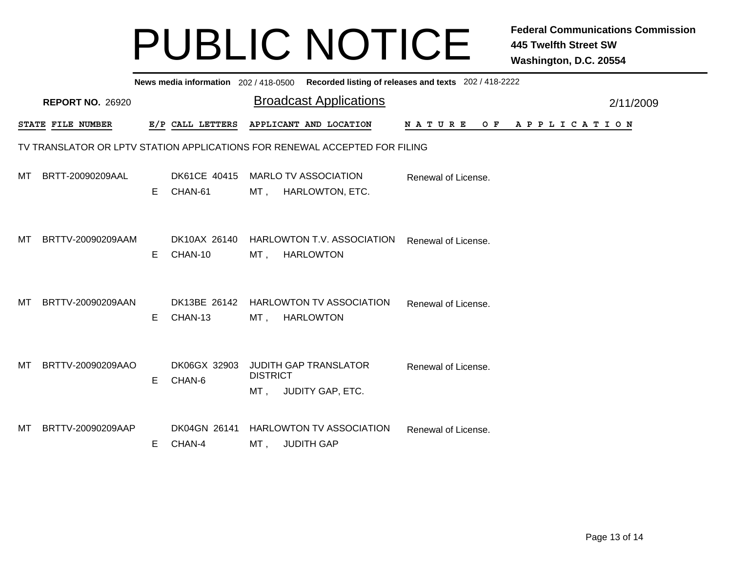# PUBLIC NOTICE

**Federal Communications Commission**
**445 Twelfth Street SW**
**Washington, D.C. 20554**

**News media information** 202 / 418-0500 **Recorded listing of releases and texts** 202 / 418-2222

**REPORT NO.** 26920

## Broadcast Applications

2/11/2009

TV TRANSLATOR OR LPTV STATION APPLICATIONS FOR RENEWAL ACCEPTED FOR FILING

| STATE | FILE NUMBER | E/P | CALL LETTERS | APPLICANT AND LOCATION | NATURE OF APPLICATION |
|---|---|---|---|---|---|
| MT | BRTT-20090209AAL | E | DK61CE 40415 CHAN-61 | MARLO TV ASSOCIATION MT , HARLOWTON, ETC. | Renewal of License. |
| MT | BRTTV-20090209AAM | E | DK10AX 26140 CHAN-10 | HARLOWTON T.V. ASSOCIATION MT , HARLOWTON | Renewal of License. |
| MT | BRTTV-20090209AAN | E | DK13BE 26142 CHAN-13 | HARLOWTON TV ASSOCIATION MT , HARLOWTON | Renewal of License. |
| MT | BRTTV-20090209AAO | E | DK06GX 32903 CHAN-6 | JUDITH GAP TRANSLATOR DISTRICT MT , JUDITY GAP, ETC. | Renewal of License. |
| MT | BRTTV-20090209AAP | E | DK04GN 26141 CHAN-4 | HARLOWTON TV ASSOCIATION MT , JUDITH GAP | Renewal of License. |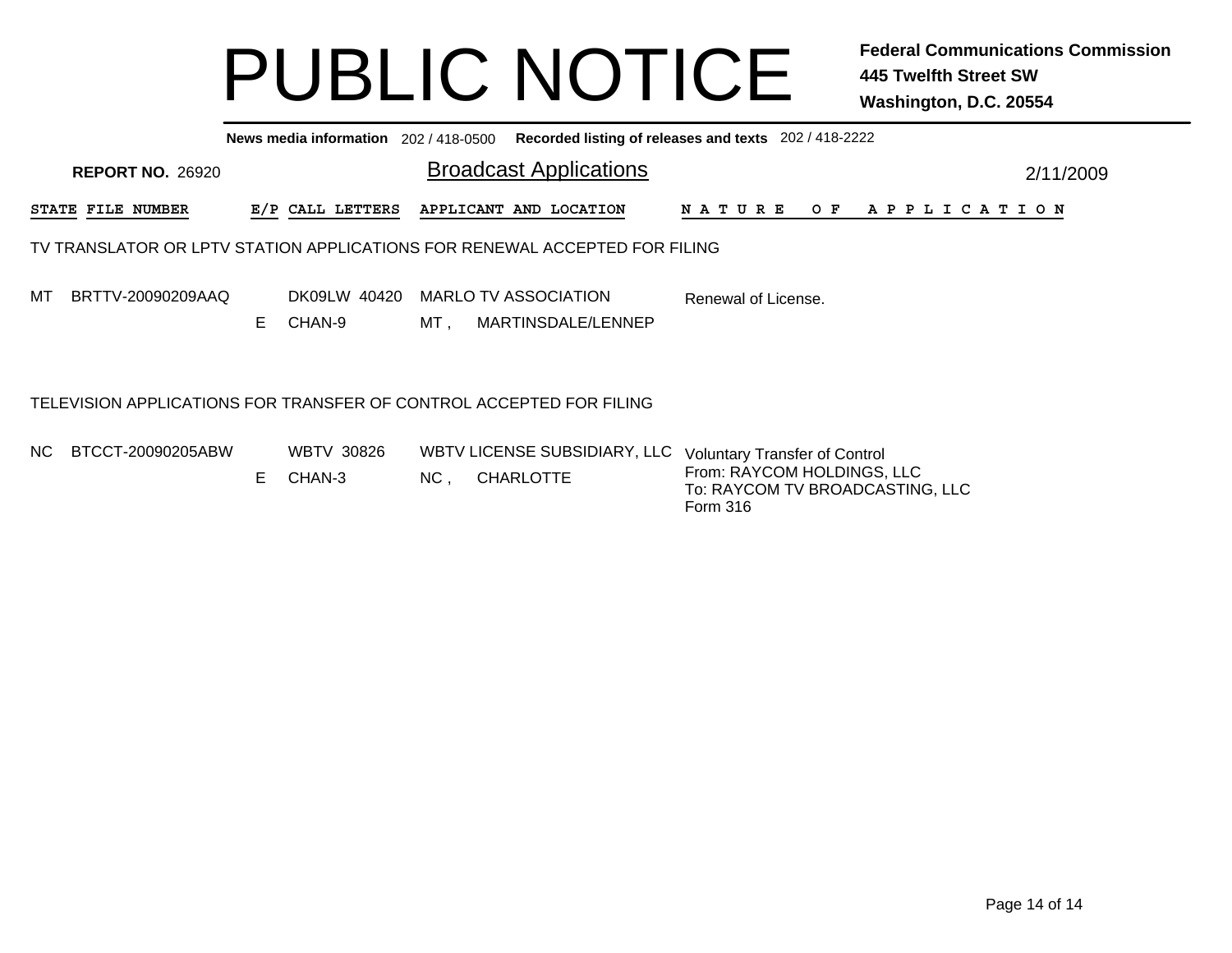# PUBLIC NOTICE

**Federal Communications Commission**
**445 Twelfth Street SW**
**Washington, D.C. 20554**

**News media information** 202 / 418-0500 **Recorded listing of releases and texts** 202 / 418-2222

**REPORT NO.** 26920

## Broadcast Applications

2/11/2009

| STATE | FILE NUMBER | E/P | CALL LETTERS | APPLICANT AND LOCATION | NATURE OF APPLICATION |
|---|---|---|---|---|---|

### TV TRANSLATOR OR LPTV STATION APPLICATIONS FOR RENEWAL ACCEPTED FOR FILING

| STATE | FILE NUMBER | E/P | CALL LETTERS | APPLICANT AND LOCATION | NATURE OF APPLICATION |
|---|---|---|---|---|---|
| MT | BRTTV-20090209AAQ | E | DK09LW 40420 CHAN-9 | MARLO TV ASSOCIATION MT , MARTINSDALE/LENNEP | Renewal of License. |

### TELEVISION APPLICATIONS FOR TRANSFER OF CONTROL ACCEPTED FOR FILING

| STATE | FILE NUMBER | E/P | CALL LETTERS | APPLICANT AND LOCATION | NATURE OF APPLICATION |
|---|---|---|---|---|---|
| NC | BTCCT-20090205ABW | E | WBTV 30826 CHAN-3 | WBTV LICENSE SUBSIDIARY, LLC NC , CHARLOTTE | Voluntary Transfer of Control From: RAYCOM HOLDINGS, LLC To: RAYCOM TV BROADCASTING, LLC Form 316 |